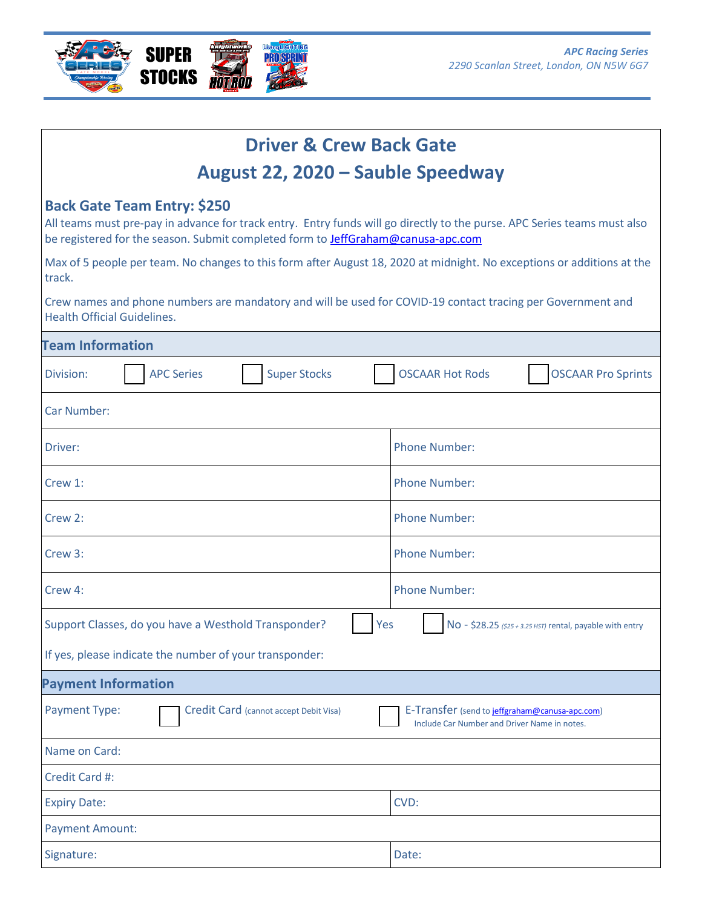APC Racing Series
2290 Scanlan Street, London, ON N5W 6G7

# Driver & Crew Back Gate
# August 22, 2020 – Sauble Speedway

## Back Gate Team Entry: $250

All teams must pre-pay in advance for track entry. Entry funds will go directly to the purse. APC Series teams must also be registered for the season. Submit completed form to JeffGraham@canusa-apc.com

Max of 5 people per team. No changes to this form after August 18, 2020 at midnight. No exceptions or additions at the track.

Crew names and phone numbers are mandatory and will be used for COVID-19 contact tracing per Government and Health Official Guidelines.

### Team Information

Division: ☐ APC Series ☐ Super Stocks ☐ OSCAAR Hot Rods ☐ OSCAAR Pro Sprints

Car Number:

| | |
|---|---|
| Driver: | Phone Number: |
| Crew 1: | Phone Number: |
| Crew 2: | Phone Number: |
| Crew 3: | Phone Number: |
| Crew 4: | Phone Number: |

Support Classes, do you have a Westhold Transponder? ☐ Yes ☐ No - $28.25 *($25 + 3.25 HST)* rental, payable with entry

If yes, please indicate the number of your transponder:

### Payment Information

Payment Type: ☐ Credit Card (cannot accept Debit Visa) ☐ E-Transfer (send to jeffgraham@canusa-apc.com) Include Car Number and Driver Name in notes.

| | |
|---|---|
| Name on Card: | |
| Credit Card #: | |
| Expiry Date: | CVD: |
| Payment Amount: | |
| Signature: | Date: |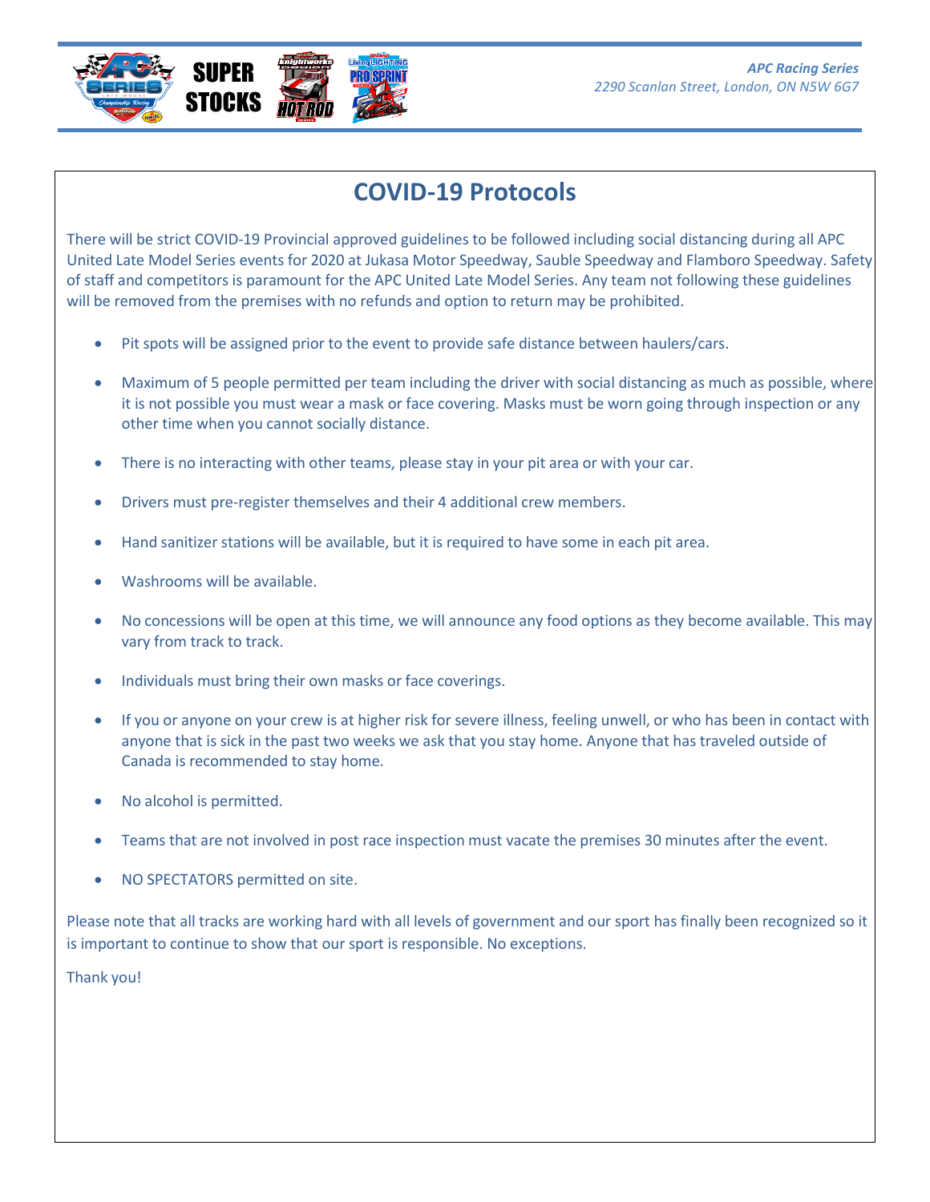APC Racing Series
2290 Scanlan Street, London, ON N5W 6G7

# COVID-19 Protocols

There will be strict COVID-19 Provincial approved guidelines to be followed including social distancing during all APC United Late Model Series events for 2020 at Jukasa Motor Speedway, Sauble Speedway and Flamboro Speedway. Safety of staff and competitors is paramount for the APC United Late Model Series. Any team not following these guidelines will be removed from the premises with no refunds and option to return may be prohibited.

- Pit spots will be assigned prior to the event to provide safe distance between haulers/cars.
- Maximum of 5 people permitted per team including the driver with social distancing as much as possible, where it is not possible you must wear a mask or face covering. Masks must be worn going through inspection or any other time when you cannot socially distance.
- There is no interacting with other teams, please stay in your pit area or with your car.
- Drivers must pre-register themselves and their 4 additional crew members.
- Hand sanitizer stations will be available, but it is required to have some in each pit area.
- Washrooms will be available.
- No concessions will be open at this time, we will announce any food options as they become available. This may vary from track to track.
- Individuals must bring their own masks or face coverings.
- If you or anyone on your crew is at higher risk for severe illness, feeling unwell, or who has been in contact with anyone that is sick in the past two weeks we ask that you stay home. Anyone that has traveled outside of Canada is recommended to stay home.
- No alcohol is permitted.
- Teams that are not involved in post race inspection must vacate the premises 30 minutes after the event.
- NO SPECTATORS permitted on site.

Please note that all tracks are working hard with all levels of government and our sport has finally been recognized so it is important to continue to show that our sport is responsible. No exceptions.

Thank you!